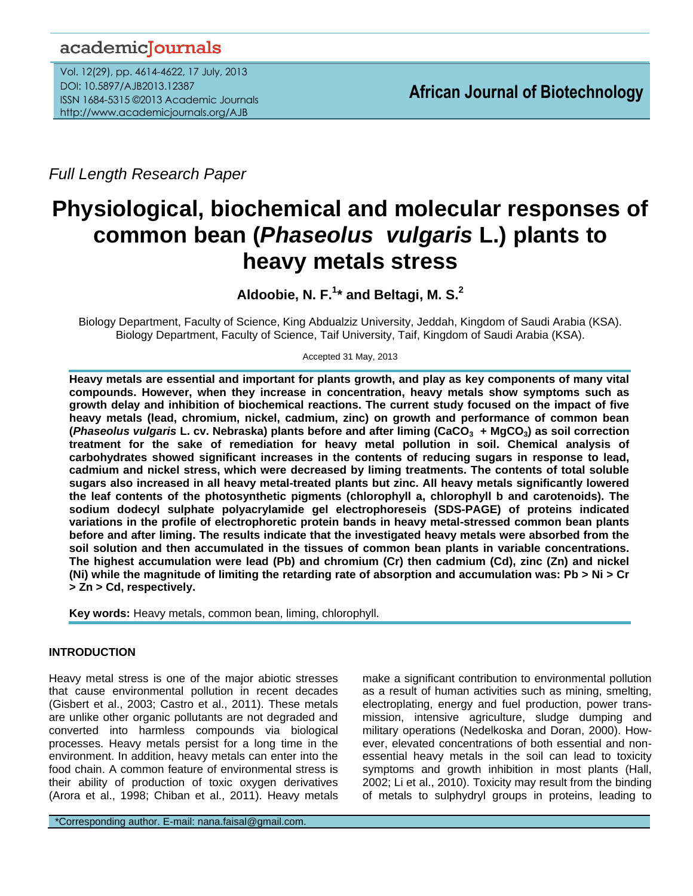*Full Length Research Paper*

# Physiological, biochemical and molecular responses of common bean (*Phaseolus vulgaris* L.) plants to heavy metals stress

**Aldoobie, N. F.[1]* and Beltagi, M. S.[2]**

Biology Department, Faculty of Science, King Abdualziz University, Jeddah, Kingdom of Saudi Arabia (KSA).
Biology Department, Faculty of Science, Taif University, Taif, Kingdom of Saudi Arabia (KSA).

Accepted 31 May, 2013

**Heavy metals are essential and important for plants growth, and play as key components of many vital compounds. However, when they increase in concentration, heavy metals show symptoms such as growth delay and inhibition of biochemical reactions. The current study focused on the impact of five heavy metals (lead, chromium, nickel, cadmium, zinc) on growth and performance of common bean (*Phaseolus vulgaris* L. cv. Nebraska) plants before and after liming ($CaCO_3$ + $MgCO_3$) as soil correction treatment for the sake of remediation for heavy metal pollution in soil. Chemical analysis of carbohydrates showed significant increases in the contents of reducing sugars in response to lead, cadmium and nickel stress, which were decreased by liming treatments. The contents of total soluble sugars also increased in all heavy metal-treated plants but zinc. All heavy metals significantly lowered the leaf contents of the photosynthetic pigments (chlorophyll a, chlorophyll b and carotenoids). The sodium dodecyl sulphate polyacrylamide gel electrophoreseis (SDS-PAGE) of proteins indicated variations in the profile of electrophoretic protein bands in heavy metal-stressed common bean plants before and after liming. The results indicate that the investigated heavy metals were absorbed from the soil solution and then accumulated in the tissues of common bean plants in variable concentrations. The highest accumulation were lead (Pb) and chromium (Cr) then cadmium (Cd), zinc (Zn) and nickel (Ni) while the magnitude of limiting the retarding rate of absorption and accumulation was: Pb > Ni > Cr > Zn > Cd, respectively.**

**Key words:** Heavy metals, common bean, liming, chlorophyll.

## INTRODUCTION

Heavy metal stress is one of the major abiotic stresses that cause environmental pollution in recent decades (Gisbert et al., 2003; Castro et al., 2011). These metals are unlike other organic pollutants are not degraded and converted into harmless compounds via biological processes. Heavy metals persist for a long time in the environment. In addition, heavy metals can enter into the food chain. A common feature of environmental stress is their ability of production of toxic oxygen derivatives (Arora et al., 1998; Chiban et al., 2011). Heavy metals make a significant contribution to environmental pollution as a result of human activities such as mining, smelting, electroplating, energy and fuel production, power transmission, intensive agriculture, sludge dumping and military operations (Nedelkoska and Doran, 2000). However, elevated concentrations of both essential and non-essential heavy metals in the soil can lead to toxicity symptoms and growth inhibition in most plants (Hall, 2002; Li et al., 2010). Toxicity may result from the binding of metals to sulphydryl groups in proteins, leading to

*Corresponding author. E-mail: nana.faisal@gmail.com.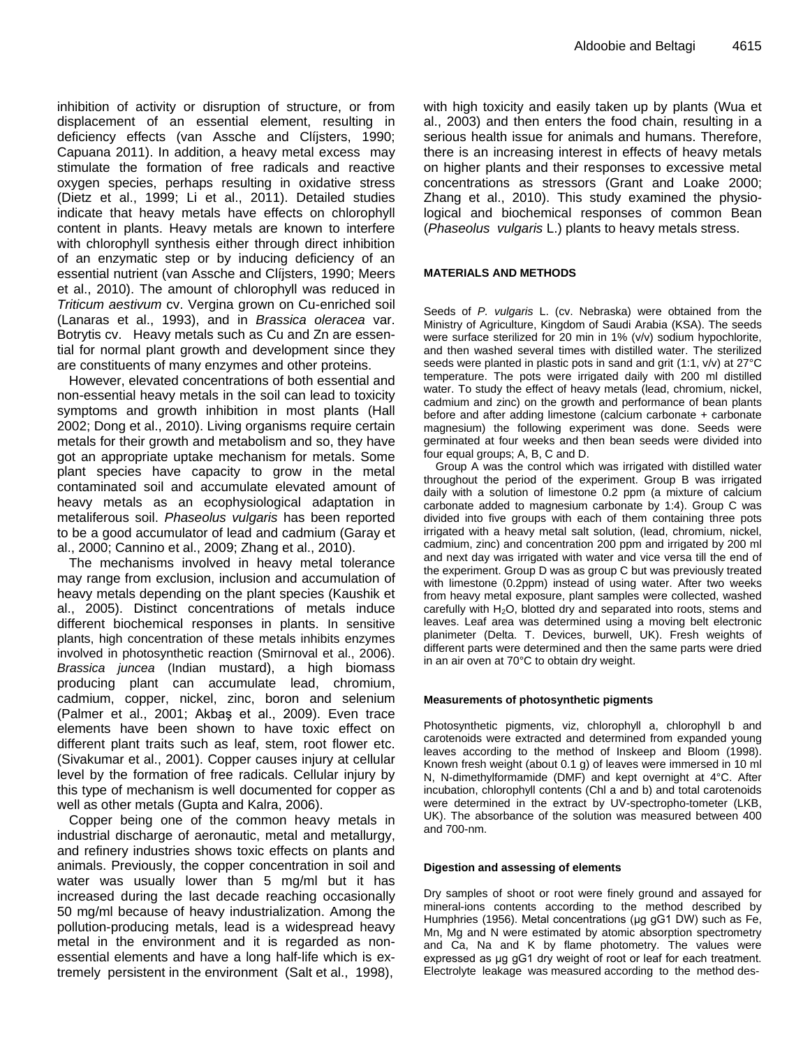inhibition of activity or disruption of structure, or from displacement of an essential element, resulting in deficiency effects (van Assche and Clíjsters, 1990; Capuana 2011). In addition, a heavy metal excess may stimulate the formation of free radicals and reactive oxygen species, perhaps resulting in oxidative stress (Dietz et al., 1999; Li et al., 2011). Detailed studies indicate that heavy metals have effects on chlorophyll content in plants. Heavy metals are known to interfere with chlorophyll synthesis either through direct inhibition of an enzymatic step or by inducing deficiency of an essential nutrient (van Assche and Clíjsters, 1990; Meers et al., 2010). The amount of chlorophyll was reduced in *Triticum aestivum* cv. Vergina grown on Cu-enriched soil (Lanaras et al., 1993), and in *Brassica oleracea* var. Botrytis cv. Heavy metals such as Cu and Zn are essential for normal plant growth and development since they are constituents of many enzymes and other proteins.

However, elevated concentrations of both essential and non-essential heavy metals in the soil can lead to toxicity symptoms and growth inhibition in most plants (Hall 2002; Dong et al., 2010). Living organisms require certain metals for their growth and metabolism and so, they have got an appropriate uptake mechanism for metals. Some plant species have capacity to grow in the metal contaminated soil and accumulate elevated amount of heavy metals as an ecophysiological adaptation in metaliferous soil. *Phaseolus vulgaris* has been reported to be a good accumulator of lead and cadmium (Garay et al., 2000; Cannino et al., 2009; Zhang et al., 2010).

The mechanisms involved in heavy metal tolerance may range from exclusion, inclusion and accumulation of heavy metals depending on the plant species (Kaushik et al., 2005). Distinct concentrations of metals induce different biochemical responses in plants. In sensitive plants, high concentration of these metals inhibits enzymes involved in photosynthetic reaction (Smirnoval et al., 2006). *Brassica juncea* (Indian mustard), a high biomass producing plant can accumulate lead, chromium, cadmium, copper, nickel, zinc, boron and selenium (Palmer et al., 2001; Akbaş et al., 2009). Even trace elements have been shown to have toxic effect on different plant traits such as leaf, stem, root flower etc. (Sivakumar et al., 2001). Copper causes injury at cellular level by the formation of free radicals. Cellular injury by this type of mechanism is well documented for copper as well as other metals (Gupta and Kalra, 2006).

Copper being one of the common heavy metals in industrial discharge of aeronautic, metal and metallurgy, and refinery industries shows toxic effects on plants and animals. Previously, the copper concentration in soil and water was usually lower than 5 mg/ml but it has increased during the last decade reaching occasionally 50 mg/ml because of heavy industrialization. Among the pollution-producing metals, lead is a widespread heavy metal in the environment and it is regarded as non-essential elements and have a long half-life which is extremely persistent in the environment (Salt et al., 1998), with high toxicity and easily taken up by plants (Wua et al., 2003) and then enters the food chain, resulting in a serious health issue for animals and humans. Therefore, there is an increasing interest in effects of heavy metals on higher plants and their responses to excessive metal concentrations as stressors (Grant and Loake 2000; Zhang et al., 2010). This study examined the physiological and biochemical responses of common Bean (*Phaseolus vulgaris* L.) plants to heavy metals stress.

## MATERIALS AND METHODS

Seeds of *P. vulgaris* L. (cv. Nebraska) were obtained from the Ministry of Agriculture, Kingdom of Saudi Arabia (KSA). The seeds were surface sterilized for 20 min in 1% (v/v) sodium hypochlorite, and then washed several times with distilled water. The sterilized seeds were planted in plastic pots in sand and grit (1:1, v/v) at 27°C temperature. The pots were irrigated daily with 200 ml distilled water. To study the effect of heavy metals (lead, chromium, nickel, cadmium and zinc) on the growth and performance of bean plants before and after adding limestone (calcium carbonate + carbonate magnesium) the following experiment was done. Seeds were germinated at four weeks and then bean seeds were divided into four equal groups; A, B, C and D.

Group A was the control which was irrigated with distilled water throughout the period of the experiment. Group B was irrigated daily with a solution of limestone 0.2 ppm (a mixture of calcium carbonate added to magnesium carbonate by 1:4). Group C was divided into five groups with each of them containing three pots irrigated with a heavy metal salt solution, (lead, chromium, nickel, cadmium, zinc) and concentration 200 ppm and irrigated by 200 ml and next day was irrigated with water and vice versa till the end of the experiment. Group D was as group C but was previously treated with limestone (0.2ppm) instead of using water. After two weeks from heavy metal exposure, plant samples were collected, washed carefully with $H_2O$, blotted dry and separated into roots, stems and leaves. Leaf area was determined using a moving belt electronic planimeter (Delta. T. Devices, burwell, UK). Fresh weights of different parts were determined and then the same parts were dried in an air oven at 70°C to obtain dry weight.

### Measurements of photosynthetic pigments

Photosynthetic pigments, viz, chlorophyll a, chlorophyll b and carotenoids were extracted and determined from expanded young leaves according to the method of Inskeep and Bloom (1998). Known fresh weight (about 0.1 g) of leaves were immersed in 10 ml N, N-dimethylformamide (DMF) and kept overnight at 4°C. After incubation, chlorophyll contents (Chl a and b) and total carotenoids were determined in the extract by UV-spectropho-tometer (LKB, UK). The absorbance of the solution was measured between 400 and 700-nm.

### Digestion and assessing of elements

Dry samples of shoot or root were finely ground and assayed for mineral-ions contents according to the method described by Humphries (1956). Metal concentrations (µg gG1 DW) such as Fe, Mn, Mg and N were estimated by atomic absorption spectrometry and Ca, Na and K by flame photometry. The values were expressed as µg gG1 dry weight of root or leaf for each treatment. Electrolyte leakage was measured according to the method des-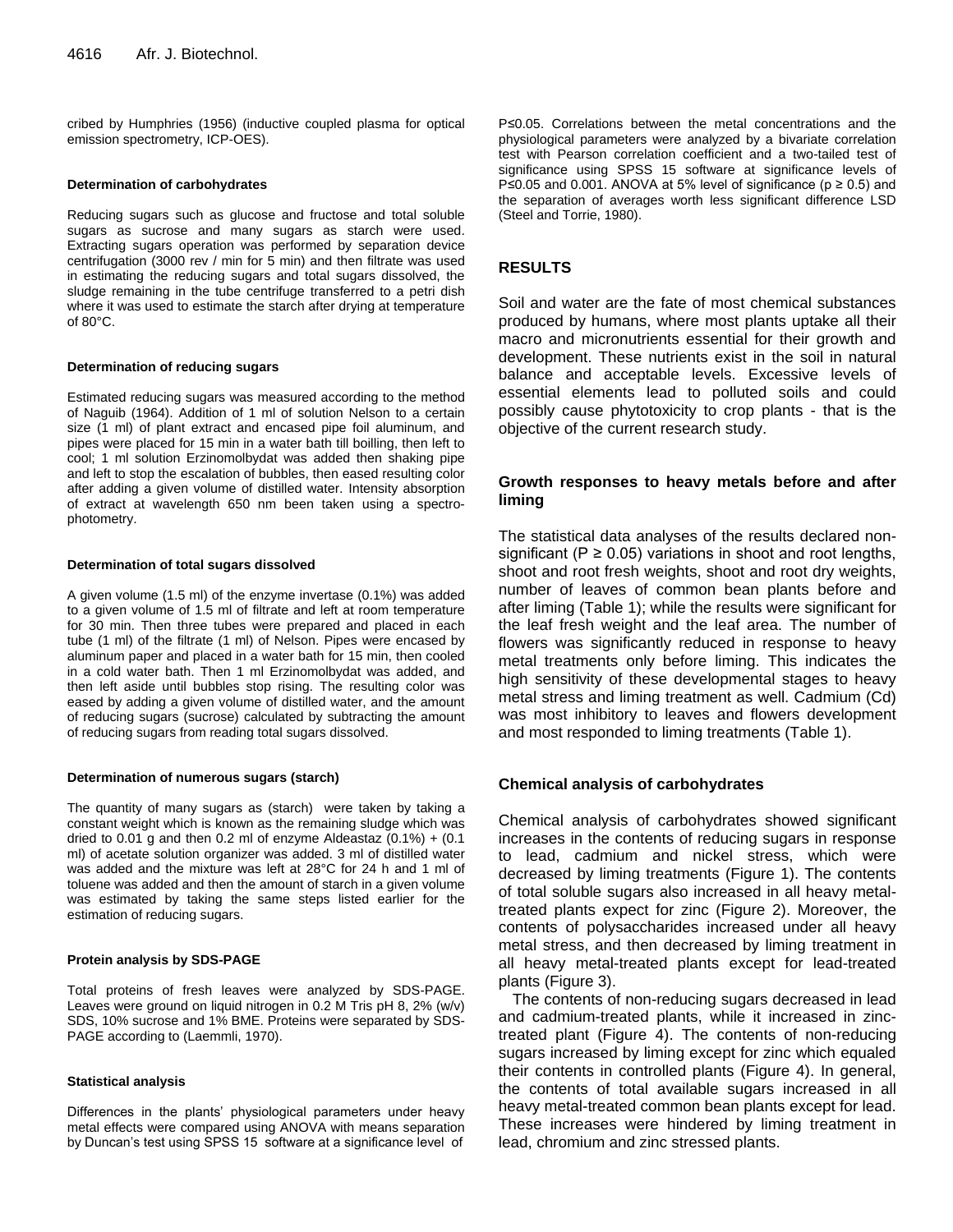cribed by Humphries (1956) (inductive coupled plasma for optical emission spectrometry, ICP-OES).

#### Determination of carbohydrates

Reducing sugars such as glucose and fructose and total soluble sugars as sucrose and many sugars as starch were used. Extracting sugars operation was performed by separation device centrifugation (3000 rev / min for 5 min) and then filtrate was used in estimating the reducing sugars and total sugars dissolved, the sludge remaining in the tube centrifuge transferred to a petri dish where it was used to estimate the starch after drying at temperature of 80°C.

#### Determination of reducing sugars

Estimated reducing sugars was measured according to the method of Naguib (1964). Addition of 1 ml of solution Nelson to a certain size (1 ml) of plant extract and encased pipe foil aluminum, and pipes were placed for 15 min in a water bath till boilling, then left to cool; 1 ml solution Erzinomolbydat was added then shaking pipe and left to stop the escalation of bubbles, then eased resulting color after adding a given volume of distilled water. Intensity absorption of extract at wavelength 650 nm been taken using a spectrophotometry.

#### Determination of total sugars dissolved

A given volume (1.5 ml) of the enzyme invertase (0.1%) was added to a given volume of 1.5 ml of filtrate and left at room temperature for 30 min. Then three tubes were prepared and placed in each tube (1 ml) of the filtrate (1 ml) of Nelson. Pipes were encased by aluminum paper and placed in a water bath for 15 min, then cooled in a cold water bath. Then 1 ml Erzinomolbydat was added, and then left aside until bubbles stop rising. The resulting color was eased by adding a given volume of distilled water, and the amount of reducing sugars (sucrose) calculated by subtracting the amount of reducing sugars from reading total sugars dissolved.

#### Determination of numerous sugars (starch)

The quantity of many sugars as (starch) were taken by taking a constant weight which is known as the remaining sludge which was dried to 0.01 g and then 0.2 ml of enzyme Aldeastaz (0.1%) + (0.1 ml) of acetate solution organizer was added. 3 ml of distilled water was added and the mixture was left at 28°C for 24 h and 1 ml of toluene was added and then the amount of starch in a given volume was estimated by taking the same steps listed earlier for the estimation of reducing sugars.

#### Protein analysis by SDS-PAGE

Total proteins of fresh leaves were analyzed by SDS-PAGE. Leaves were ground on liquid nitrogen in 0.2 M Tris pH 8, 2% (w/v) SDS, 10% sucrose and 1% BME. Proteins were separated by SDS-PAGE according to (Laemmli, 1970).

#### Statistical analysis

Differences in the plants' physiological parameters under heavy metal effects were compared using ANOVA with means separation by Duncan's test using SPSS 15 software at a significance level of $P \leq 0.05$. Correlations between the metal concentrations and the physiological parameters were analyzed by a bivariate correlation test with Pearson correlation coefficient and a two-tailed test of significance using SPSS 15 software at significance levels of $P \leq 0.05$ and 0.001. ANOVA at 5% level of significance ($p \geq 0.5$) and the separation of averages worth less significant difference LSD (Steel and Torrie, 1980).

## RESULTS

Soil and water are the fate of most chemical substances produced by humans, where most plants uptake all their macro and micronutrients essential for their growth and development. These nutrients exist in the soil in natural balance and acceptable levels. Excessive levels of essential elements lead to polluted soils and could possibly cause phytotoxicity to crop plants - that is the objective of the current research study.

### Growth responses to heavy metals before and after liming

The statistical data analyses of the results declared non-significant ($P \geq 0.05$) variations in shoot and root lengths, shoot and root fresh weights, shoot and root dry weights, number of leaves of common bean plants before and after liming (Table 1); while the results were significant for the leaf fresh weight and the leaf area. The number of flowers was significantly reduced in response to heavy metal treatments only before liming. This indicates the high sensitivity of these developmental stages to heavy metal stress and liming treatment as well. Cadmium (Cd) was most inhibitory to leaves and flowers development and most responded to liming treatments (Table 1).

### Chemical analysis of carbohydrates

Chemical analysis of carbohydrates showed significant increases in the contents of reducing sugars in response to lead, cadmium and nickel stress, which were decreased by liming treatments (Figure 1). The contents of total soluble sugars also increased in all heavy metal-treated plants expect for zinc (Figure 2). Moreover, the contents of polysaccharides increased under all heavy metal stress, and then decreased by liming treatment in all heavy metal-treated plants except for lead-treated plants (Figure 3).

The contents of non-reducing sugars decreased in lead and cadmium-treated plants, while it increased in zinc-treated plant (Figure 4). The contents of non-reducing sugars increased by liming except for zinc which equaled their contents in controlled plants (Figure 4). In general, the contents of total available sugars increased in all heavy metal-treated common bean plants except for lead. These increases were hindered by liming treatment in lead, chromium and zinc stressed plants.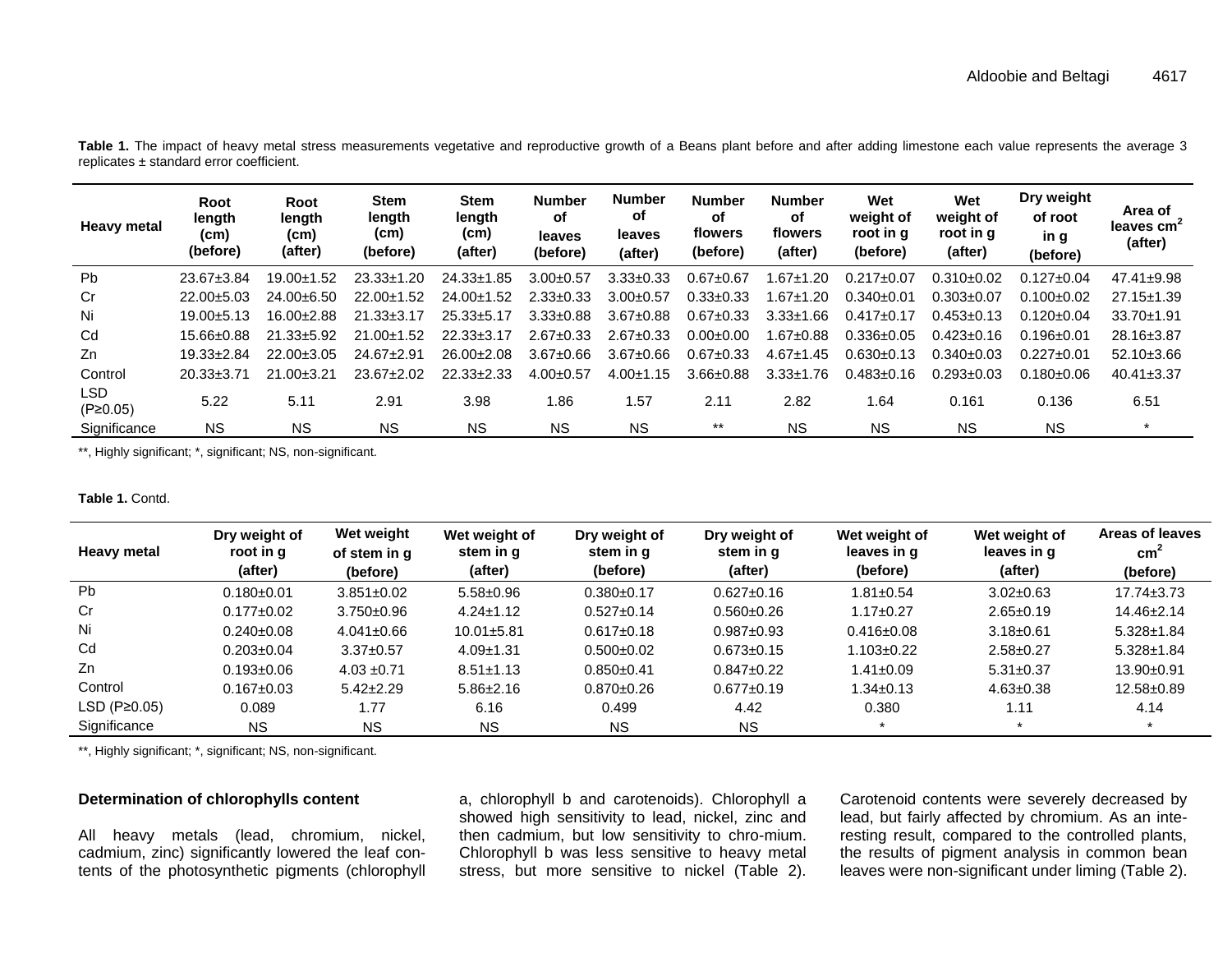**Table 1.** The impact of heavy metal stress measurements vegetative and reproductive growth of a Beans plant before and after adding limestone each value represents the average 3 replicates ± standard error coefficient.

| Heavy metal | Root length (cm) (before) | Root length (cm) (after) | Stem length (cm) (before) | Stem length (cm) (after) | Number of leaves (before) | Number of leaves (after) | Number of flowers (before) | Number of flowers (after) | Wet weight of root in g (before) | Wet weight of root in g (after) | Dry weight of root in g (before) | Area of leaves $cm^2$ (after) |
|---|---|---|---|---|---|---|---|---|---|---|---|---|
| Pb | 23.67±3.84 | 19.00±1.52 | 23.33±1.20 | 24.33±1.85 | 3.00±0.57 | 3.33±0.33 | 0.67±0.67 | 1.67±1.20 | 0.217±0.07 | 0.310±0.02 | 0.127±0.04 | 47.41±9.98 |
| Cr | 22.00±5.03 | 24.00±6.50 | 22.00±1.52 | 24.00±1.52 | 2.33±0.33 | 3.00±0.57 | 0.33±0.33 | 1.67±1.20 | 0.340±0.01 | 0.303±0.07 | 0.100±0.02 | 27.15±1.39 |
| Ni | 19.00±5.13 | 16.00±2.88 | 21.33±3.17 | 25.33±5.17 | 3.33±0.88 | 3.67±0.88 | 0.67±0.33 | 3.33±1.66 | 0.417±0.17 | 0.453±0.13 | 0.120±0.04 | 33.70±1.91 |
| Cd | 15.66±0.88 | 21.33±5.92 | 21.00±1.52 | 22.33±3.17 | 2.67±0.33 | 2.67±0.33 | 0.00±0.00 | 1.67±0.88 | 0.336±0.05 | 0.423±0.16 | 0.196±0.01 | 28.16±3.87 |
| Zn | 19.33±2.84 | 22.00±3.05 | 24.67±2.91 | 26.00±2.08 | 3.67±0.66 | 3.67±0.66 | 0.67±0.33 | 4.67±1.45 | 0.630±0.13 | 0.340±0.03 | 0.227±0.01 | 52.10±3.66 |
| Control | 20.33±3.71 | 21.00±3.21 | 23.67±2.02 | 22.33±2.33 | 4.00±0.57 | 4.00±1.15 | 3.66±0.88 | 3.33±1.76 | 0.483±0.16 | 0.293±0.03 | 0.180±0.06 | 40.41±3.37 |
| LSD (P≥0.05) | 5.22 | 5.11 | 2.91 | 3.98 | 1.86 | 1.57 | 2.11 | 2.82 | 1.64 | 0.161 | 0.136 | 6.51 |
| Significance | NS | NS | NS | NS | NS | NS | ** | NS | NS | NS | NS | * |

**, Highly significant; *, significant; NS, non-significant.

**Table 1.** Contd.

| Heavy metal | Dry weight of root in g (after) | Wet weight of stem in g (before) | Wet weight of stem in g (after) | Dry weight of stem in g (before) | Dry weight of stem in g (after) | Wet weight of leaves in g (before) | Wet weight of leaves in g (after) | Areas of leaves $cm^2$ (before) |
|---|---|---|---|---|---|---|---|---|
| Pb | 0.180±0.01 | 3.851±0.02 | 5.58±0.96 | 0.380±0.17 | 0.627±0.16 | 1.81±0.54 | 3.02±0.63 | 17.74±3.73 |
| Cr | 0.177±0.02 | 3.750±0.96 | 4.24±1.12 | 0.527±0.14 | 0.560±0.26 | 1.17±0.27 | 2.65±0.19 | 14.46±2.14 |
| Ni | 0.240±0.08 | 4.041±0.66 | 10.01±5.81 | 0.617±0.18 | 0.987±0.93 | 0.416±0.08 | 3.18±0.61 | 5.328±1.84 |
| Cd | 0.203±0.04 | 3.37±0.57 | 4.09±1.31 | 0.500±0.02 | 0.673±0.15 | 1.103±0.22 | 2.58±0.27 | 5.328±1.84 |
| Zn | 0.193±0.06 | 4.03 ±0.71 | 8.51±1.13 | 0.850±0.41 | 0.847±0.22 | 1.41±0.09 | 5.31±0.37 | 13.90±0.91 |
| Control | 0.167±0.03 | 5.42±2.29 | 5.86±2.16 | 0.870±0.26 | 0.677±0.19 | 1.34±0.13 | 4.63±0.38 | 12.58±0.89 |
| LSD (P≥0.05) | 0.089 | 1.77 | 6.16 | 0.499 | 4.42 | 0.380 | 1.11 | 4.14 |
| Significance | NS | NS | NS | NS | NS | * | * | * |

**, Highly significant; *, significant; NS, non-significant.

### Determination of chlorophylls content

All heavy metals (lead, chromium, nickel, cadmium, zinc) significantly lowered the leaf contents of the photosynthetic pigments (chlorophyll a, chlorophyll b and carotenoids). Chlorophyll a showed high sensitivity to lead, nickel, zinc and then cadmium, but low sensitivity to chromium. Chlorophyll b was less sensitive to heavy metal stress, but more sensitive to nickel (Table 2). Carotenoid contents were severely decreased by lead, but fairly affected by chromium. As an interesting result, compared to the controlled plants, the results of pigment analysis in common bean leaves were non-significant under liming (Table 2).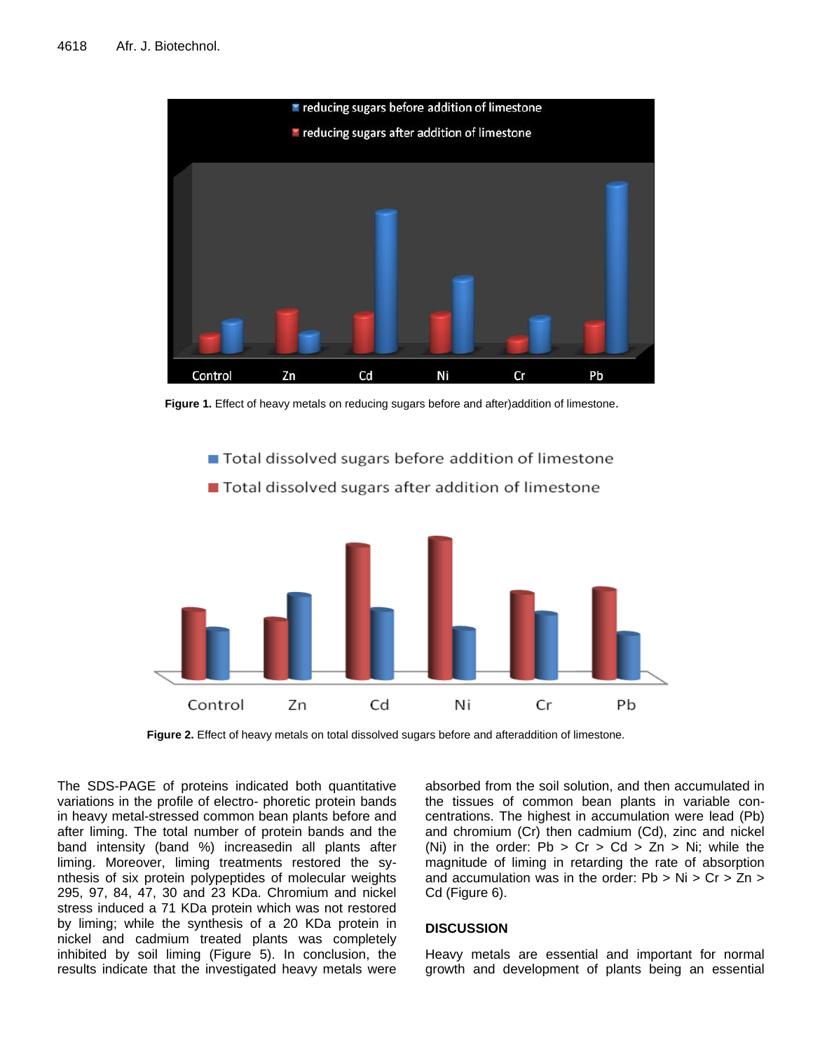Figure 1. Effect of heavy metals on reducing sugars before and after)addition of limestone.

Figure 2. Effect of heavy metals on total dissolved sugars before and afteraddition of limestone.

The SDS-PAGE of proteins indicated both quantitative variations in the profile of electro- phoretic protein bands in heavy metal-stressed common bean plants before and after liming. The total number of protein bands and the band intensity (band %) increasedin all plants after liming. Moreover, liming treatments restored the synthesis of six protein polypeptides of molecular weights 295, 97, 84, 47, 30 and 23 KDa. Chromium and nickel stress induced a 71 KDa protein which was not restored by liming; while the synthesis of a 20 KDa protein in nickel and cadmium treated plants was completely inhibited by soil liming (Figure 5). In conclusion, the results indicate that the investigated heavy metals were absorbed from the soil solution, and then accumulated in the tissues of common bean plants in variable concentrations. The highest in accumulation were lead (Pb) and chromium (Cr) then cadmium (Cd), zinc and nickel (Ni) in the order: Pb > Cr > Cd > Zn > Ni; while the magnitude of liming in retarding the rate of absorption and accumulation was in the order: Pb > Ni > Cr > Zn > Cd (Figure 6).

## DISCUSSION

Heavy metals are essential and important for normal growth and development of plants being an essential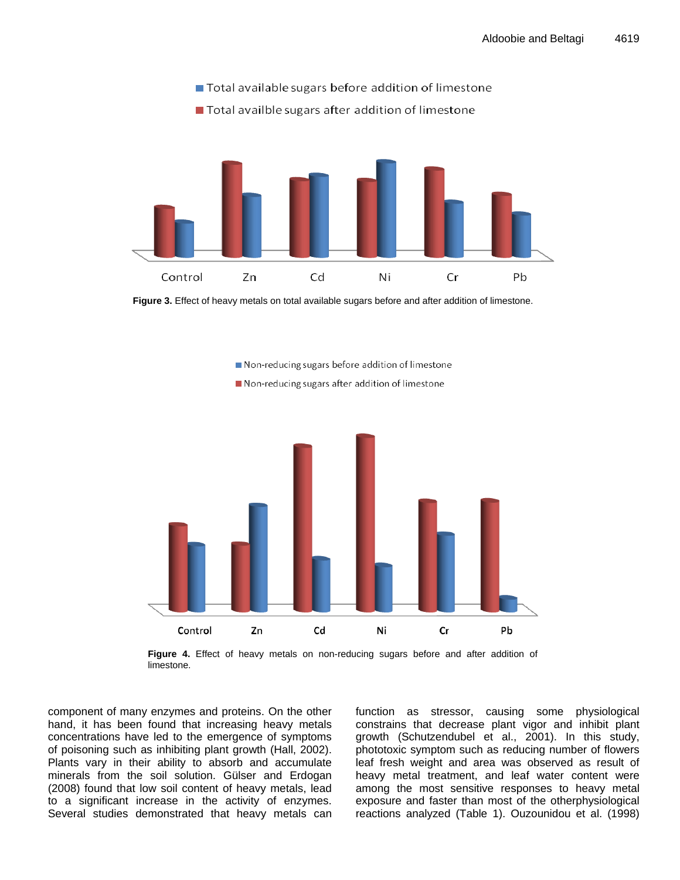**Figure 3.** Effect of heavy metals on total available sugars before and after addition of limestone.

**Figure 4.** Effect of heavy metals on non-reducing sugars before and after addition of limestone.

component of many enzymes and proteins. On the other hand, it has been found that increasing heavy metals concentrations have led to the emergence of symptoms of poisoning such as inhibiting plant growth (Hall, 2002). Plants vary in their ability to absorb and accumulate minerals from the soil solution. Gülser and Erdogan (2008) found that low soil content of heavy metals, lead to a significant increase in the activity of enzymes. Several studies demonstrated that heavy metals can function as stressor, causing some physiological constrains that decrease plant vigor and inhibit plant growth (Schutzendubel et al., 2001). In this study, phototoxic symptom such as reducing number of flowers leaf fresh weight and area was observed as result of heavy metal treatment, and leaf water content were among the most sensitive responses to heavy metal exposure and faster than most of the otherphysiological reactions analyzed (Table 1). Ouzounidou et al. (1998)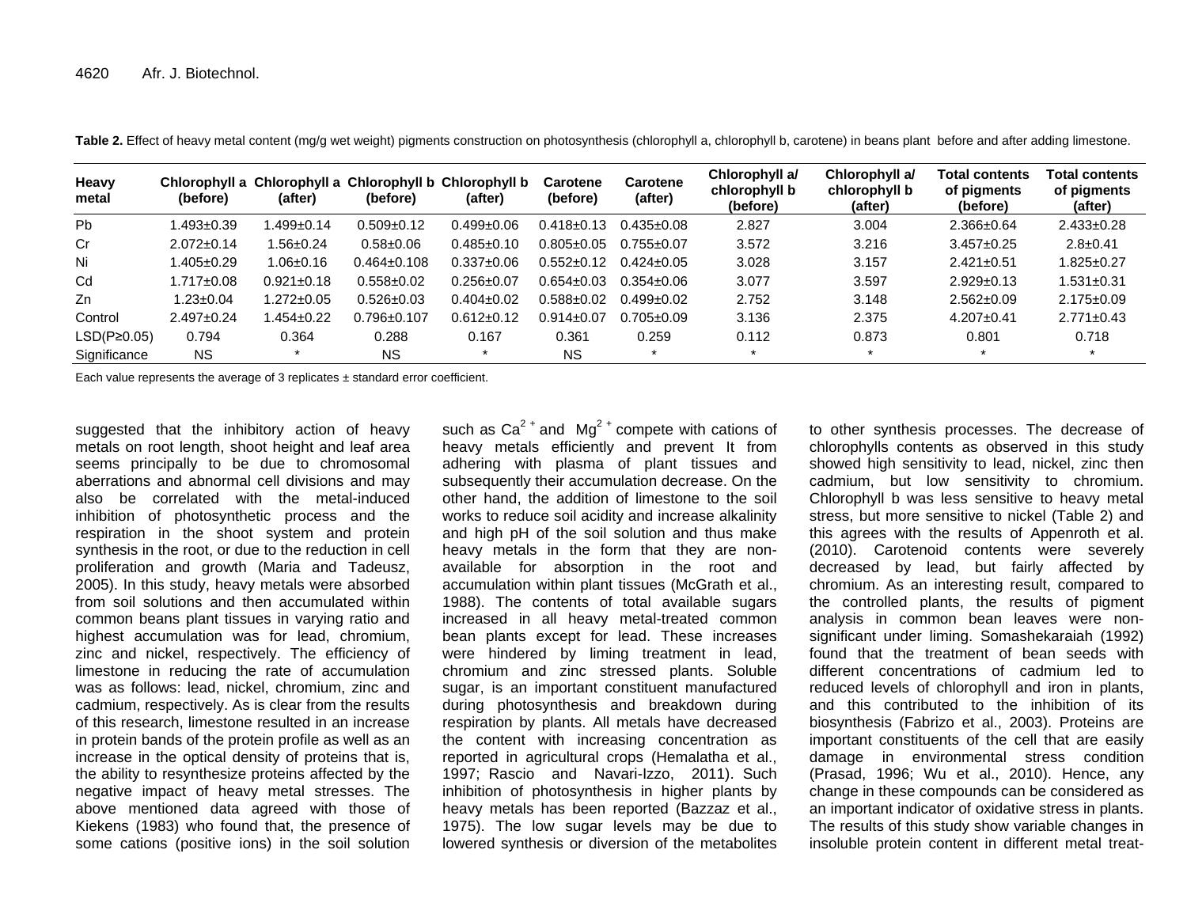**Table 2.** Effect of heavy metal content (mg/g wet weight) pigments construction on photosynthesis (chlorophyll a, chlorophyll b, carotene) in beans plant before and after adding limestone.

| Heavy metal | Chlorophyll a (before) | Chlorophyll a (after) | Chlorophyll b (before) | Chlorophyll b (after) | Carotene (before) | Carotene (after) | Chlorophyll a/ chlorophyll b (before) | Chlorophyll a/ chlorophyll b (after) | Total contents of pigments (before) | Total contents of pigments (after) |
|---|---|---|---|---|---|---|---|---|---|---|
| Pb | 1.493±0.39 | 1.499±0.14 | 0.509±0.12 | 0.499±0.06 | 0.418±0.13 | 0.435±0.08 | 2.827 | 3.004 | 2.366±0.64 | 2.433±0.28 |
| Cr | 2.072±0.14 | 1.56±0.24 | 0.58±0.06 | 0.485±0.10 | 0.805±0.05 | 0.755±0.07 | 3.572 | 3.216 | 3.457±0.25 | 2.8±0.41 |
| Ni | 1.405±0.29 | 1.06±0.16 | 0.464±0.108 | 0.337±0.06 | 0.552±0.12 | 0.424±0.05 | 3.028 | 3.157 | 2.421±0.51 | 1.825±0.27 |
| Cd | 1.717±0.08 | 0.921±0.18 | 0.558±0.02 | 0.256±0.07 | 0.654±0.03 | 0.354±0.06 | 3.077 | 3.597 | 2.929±0.13 | 1.531±0.31 |
| Zn | 1.23±0.04 | 1.272±0.05 | 0.526±0.03 | 0.404±0.02 | 0.588±0.02 | 0.499±0.02 | 2.752 | 3.148 | 2.562±0.09 | 2.175±0.09 |
| Control | 2.497±0.24 | 1.454±0.22 | 0.796±0.107 | 0.612±0.12 | 0.914±0.07 | 0.705±0.09 | 3.136 | 2.375 | 4.207±0.41 | 2.771±0.43 |
| LSD(P≥0.05) | 0.794 | 0.364 | 0.288 | 0.167 | 0.361 | 0.259 | 0.112 | 0.873 | 0.801 | 0.718 |
| Significance | NS | * | NS | * | NS | * | * | * | * | * |

Each value represents the average of 3 replicates ± standard error coefficient.

suggested that the inhibitory action of heavy metals on root length, shoot height and leaf area seems principally to be due to chromosomal aberrations and abnormal cell divisions and may also be correlated with the metal-induced inhibition of photosynthetic process and the respiration in the shoot system and protein synthesis in the root, or due to the reduction in cell proliferation and growth (Maria and Tadeusz, 2005). In this study, heavy metals were absorbed from soil solutions and then accumulated within common beans plant tissues in varying ratio and highest accumulation was for lead, chromium, zinc and nickel, respectively. The efficiency of limestone in reducing the rate of accumulation was as follows: lead, nickel, chromium, zinc and cadmium, respectively. As is clear from the results of this research, limestone resulted in an increase in protein bands of the protein profile as well as an increase in the optical density of proteins that is, the ability to resynthesize proteins affected by the negative impact of heavy metal stresses. The above mentioned data agreed with those of Kiekens (1983) who found that, the presence of some cations (positive ions) in the soil solution such as $Ca^{2+}$ and $Mg^{2+}$ compete with cations of heavy metals efficiently and prevent It from adhering with plasma of plant tissues and subsequently their accumulation decrease. On the other hand, the addition of limestone to the soil works to reduce soil acidity and increase alkalinity and high pH of the soil solution and thus make heavy metals in the form that they are non-available for absorption in the root and accumulation within plant tissues (McGrath et al., 1988). The contents of total available sugars increased in all heavy metal-treated common bean plants except for lead. These increases were hindered by liming treatment in lead, chromium and zinc stressed plants. Soluble sugar, is an important constituent manufactured during photosynthesis and breakdown during respiration by plants. All metals have decreased the content with increasing concentration as reported in agricultural crops (Hemalatha et al., 1997; Rascio and Navari-Izzo, 2011). Such inhibition of photosynthesis in higher plants by heavy metals has been reported (Bazzaz et al., 1975). The low sugar levels may be due to lowered synthesis or diversion of the metabolites to other synthesis processes. The decrease of chlorophylls contents as observed in this study showed high sensitivity to lead, nickel, zinc then cadmium, but low sensitivity to chromium. Chlorophyll b was less sensitive to heavy metal stress, but more sensitive to nickel (Table 2) and this agrees with the results of Appenroth et al. (2010). Carotenoid contents were severely decreased by lead, but fairly affected by chromium. As an interesting result, compared to the controlled plants, the results of pigment analysis in common bean leaves were non-significant under liming. Somashekaraiah (1992) found that the treatment of bean seeds with different concentrations of cadmium led to reduced levels of chlorophyll and iron in plants, and this contributed to the inhibition of its biosynthesis (Fabrizo et al., 2003). Proteins are important constituents of the cell that are easily damage in environmental stress condition (Prasad, 1996; Wu et al., 2010). Hence, any change in these compounds can be considered as an important indicator of oxidative stress in plants. The results of this study show variable changes in insoluble protein content in different metal treat-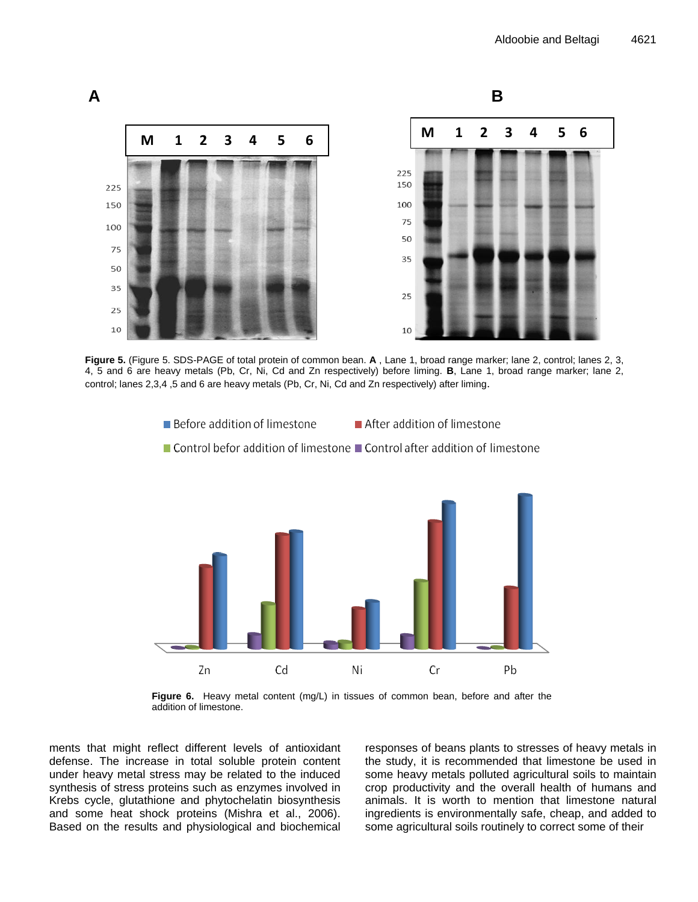**Figure 5.** (Figure 5. SDS-PAGE of total protein of common bean. **A** , Lane 1, broad range marker; lane 2, control; lanes 2, 3, 4, 5 and 6 are heavy metals (Pb, Cr, Ni, Cd and Zn respectively) before liming. **B**, Lane 1, broad range marker; lane 2, control; lanes 2,3,4 ,5 and 6 are heavy metals (Pb, Cr, Ni, Cd and Zn respectively) after liming.

**Figure 6.** Heavy metal content (mg/L) in tissues of common bean, before and after the addition of limestone.

ments that might reflect different levels of antioxidant defense. The increase in total soluble protein content under heavy metal stress may be related to the induced synthesis of stress proteins such as enzymes involved in Krebs cycle, glutathione and phytochelatin biosynthesis and some heat shock proteins (Mishra et al., 2006). Based on the results and physiological and biochemical responses of beans plants to stresses of heavy metals in the study, it is recommended that limestone be used in some heavy metals polluted agricultural soils to maintain crop productivity and the overall health of humans and animals. It is worth to mention that limestone natural ingredients is environmentally safe, cheap, and added to some agricultural soils routinely to correct some of their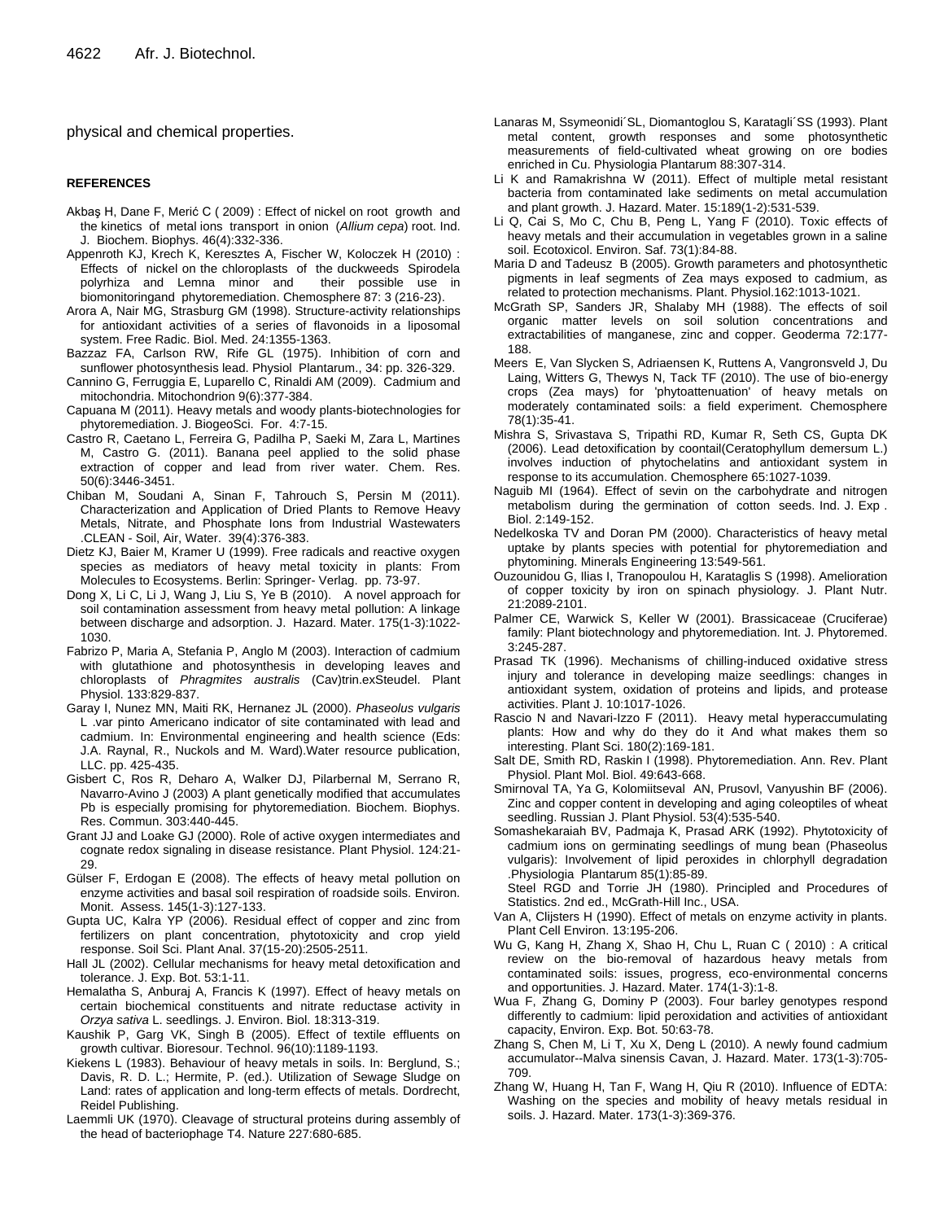physical and chemical properties.

## REFERENCES

Akbaş H, Dane F, Merić C ( 2009) : Effect of nickel on root growth and the kinetics of metal ions transport in onion (*Allium cepa*) root. Ind. J. Biochem. Biophys. 46(4):332-336.

Appenroth KJ, Krech K, Keresztes A, Fischer W, Koloczek H (2010) : Effects of nickel on the chloroplasts of the duckweeds Spirodela polyrhiza and Lemna minor and their possible use in biomonitoringand phytoremediation. Chemosphere 87: 3 (216-23).

Arora A, Nair MG, Strasburg GM (1998). Structure-activity relationships for antioxidant activities of a series of flavonoids in a liposomal system. Free Radic. Biol. Med. 24:1355-1363.

Bazzaz FA, Carlson RW, Rife GL (1975). Inhibition of corn and sunflower photosynthesis lead. Physiol Plantarum., 34: pp. 326-329.

Cannino G, Ferruggia E, Luparello C, Rinaldi AM (2009). Cadmium and mitochondria. Mitochondrion 9(6):377-384.

Capuana M (2011). Heavy metals and woody plants-biotechnologies for phytoremediation. J. BiogeoSci. For. 4:7-15.

Castro R, Caetano L, Ferreira G, Padilha P, Saeki M, Zara L, Martines M, Castro G. (2011). Banana peel applied to the solid phase extraction of copper and lead from river water. Chem. Res. 50(6):3446-3451.

Chiban M, Soudani A, Sinan F, Tahrouch S, Persin M (2011). Characterization and Application of Dried Plants to Remove Heavy Metals, Nitrate, and Phosphate Ions from Industrial Wastewaters .CLEAN - Soil, Air, Water. 39(4):376-383.

Dietz KJ, Baier M, Kramer U (1999). Free radicals and reactive oxygen species as mediators of heavy metal toxicity in plants: From Molecules to Ecosystems. Berlin: Springer- Verlag. pp. 73-97.

Dong X, Li C, Li J, Wang J, Liu S, Ye B (2010). A novel approach for soil contamination assessment from heavy metal pollution: A linkage between discharge and adsorption. J. Hazard. Mater. 175(1-3):1022-1030.

Fabrizo P, Maria A, Stefania P, Anglo M (2003). Interaction of cadmium with glutathione and photosynthesis in developing leaves and chloroplasts of *Phragmites australis* (Cav)trin.exSteudel. Plant Physiol. 133:829-837.

Garay I, Nunez MN, Maiti RK, Hernanez JL (2000). *Phaseolus vulgaris* L .var pinto Americano indicator of site contaminated with lead and cadmium. In: Environmental engineering and health science (Eds: J.A. Raynal, R., Nuckols and M. Ward).Water resource publication, LLC. pp. 425-435.

Gisbert C, Ros R, Deharo A, Walker DJ, Pilarbernal M, Serrano R, Navarro-Avino J (2003) A plant genetically modified that accumulates Pb is especially promising for phytoremediation. Biochem. Biophys. Res. Commun. 303:440-445.

Grant JJ and Loake GJ (2000). Role of active oxygen intermediates and cognate redox signaling in disease resistance. Plant Physiol. 124:21-29.

Gülser F, Erdogan E (2008). The effects of heavy metal pollution on enzyme activities and basal soil respiration of roadside soils. Environ. Monit. Assess. 145(1-3):127-133.

Gupta UC, Kalra YP (2006). Residual effect of copper and zinc from fertilizers on plant concentration, phytotoxicity and crop yield response. Soil Sci. Plant Anal. 37(15-20):2505-2511.

Hall JL (2002). Cellular mechanisms for heavy metal detoxification and tolerance. J. Exp. Bot. 53:1-11.

Hemalatha S, Anburaj A, Francis K (1997). Effect of heavy metals on certain biochemical constituents and nitrate reductase activity in *Orzya sativa* L. seedlings. J. Environ. Biol. 18:313-319.

Kaushik P, Garg VK, Singh B (2005). Effect of textile effluents on growth cultivar. Bioresour. Technol. 96(10):1189-1193.

Kiekens L (1983). Behaviour of heavy metals in soils. In: Berglund, S.; Davis, R. D. L.; Hermite, P. (ed.). Utilization of Sewage Sludge on Land: rates of application and long-term effects of metals. Dordrecht, Reidel Publishing.

Laemmli UK (1970). Cleavage of structural proteins during assembly of the head of bacteriophage T4. Nature 227:680-685.

Lanaras M, Ssymeonidi´SL, Diomantoglou S, Karatagli´SS (1993). Plant metal content, growth responses and some photosynthetic measurements of field-cultivated wheat growing on ore bodies enriched in Cu. Physiologia Plantarum 88:307-314.

Li K and Ramakrishna W (2011). Effect of multiple metal resistant bacteria from contaminated lake sediments on metal accumulation and plant growth. J. Hazard. Mater. 15:189(1-2):531-539.

Li Q, Cai S, Mo C, Chu B, Peng L, Yang F (2010). Toxic effects of heavy metals and their accumulation in vegetables grown in a saline soil. Ecotoxicol. Environ. Saf. 73(1):84-88.

Maria D and Tadeusz B (2005). Growth parameters and photosynthetic pigments in leaf segments of Zea mays exposed to cadmium, as related to protection mechanisms. Plant. Physiol.162:1013-1021.

McGrath SP, Sanders JR, Shalaby MH (1988). The effects of soil organic matter levels on soil solution concentrations and extractabilities of manganese, zinc and copper. Geoderma 72:177-188.

Meers E, Van Slycken S, Adriaensen K, Ruttens A, Vangronsveld J, Du Laing, Witters G, Thewys N, Tack TF (2010). The use of bio-energy crops (Zea mays) for 'phytoattenuation' of heavy metals on moderately contaminated soils: a field experiment. Chemosphere 78(1):35-41.

Mishra S, Srivastava S, Tripathi RD, Kumar R, Seth CS, Gupta DK (2006). Lead detoxification by coontail(Ceratophyllum demersum L.) involves induction of phytochelatins and antioxidant system in response to its accumulation. Chemosphere 65:1027-1039.

Naguib MI (1964). Effect of sevin on the carbohydrate and nitrogen metabolism during the germination of cotton seeds. Ind. J. Exp . Biol. 2:149-152.

Nedelkoska TV and Doran PM (2000). Characteristics of heavy metal uptake by plants species with potential for phytoremediation and phytomining. Minerals Engineering 13:549-561.

Ouzounidou G, Ilias I, Tranopoulou H, Karataglis S (1998). Amelioration of copper toxicity by iron on spinach physiology. J. Plant Nutr. 21:2089-2101.

Palmer CE, Warwick S, Keller W (2001). Brassicaceae (Cruciferae) family: Plant biotechnology and phytoremediation. Int. J. Phytoremed. 3:245-287.

Prasad TK (1996). Mechanisms of chilling-induced oxidative stress injury and tolerance in developing maize seedlings: changes in antioxidant system, oxidation of proteins and lipids, and protease activities. Plant J. 10:1017-1026.

Rascio N and Navari-Izzo F (2011). Heavy metal hyperaccumulating plants: How and why do they do it And what makes them so interesting. Plant Sci. 180(2):169-181.

Salt DE, Smith RD, Raskin I (1998). Phytoremediation. Ann. Rev. Plant Physiol. Plant Mol. Biol. 49:643-668.

Smirnoval TA, Ya G, Kolomiitseval AN, Prusovl, Vanyushin BF (2006). Zinc and copper content in developing and aging coleoptiles of wheat seedling. Russian J. Plant Physiol. 53(4):535-540.

Somashekaraiah BV, Padmaja K, Prasad ARK (1992). Phytotoxicity of cadmium ions on germinating seedlings of mung bean (Phaseolus vulgaris): Involvement of lipid peroxides in chlorphyll degradation .Physiologia Plantarum 85(1):85-89.

Steel RGD and Torrie JH (1980). Principled and Procedures of Statistics. 2nd ed., McGrath-Hill Inc., USA.

Van A, Clijsters H (1990). Effect of metals on enzyme activity in plants. Plant Cell Environ. 13:195-206.

Wu G, Kang H, Zhang X, Shao H, Chu L, Ruan C ( 2010) : A critical review on the bio-removal of hazardous heavy metals from contaminated soils: issues, progress, eco-environmental concerns and opportunities. J. Hazard. Mater. 174(1-3):1-8.

Wua F, Zhang G, Dominy P (2003). Four barley genotypes respond differently to cadmium: lipid peroxidation and activities of antioxidant capacity, Environ. Exp. Bot. 50:63-78.

Zhang S, Chen M, Li T, Xu X, Deng L (2010). A newly found cadmium accumulator--Malva sinensis Cavan, J. Hazard. Mater. 173(1-3):705-709.

Zhang W, Huang H, Tan F, Wang H, Qiu R (2010). Influence of EDTA: Washing on the species and mobility of heavy metals residual in soils. J. Hazard. Mater. 173(1-3):369-376.